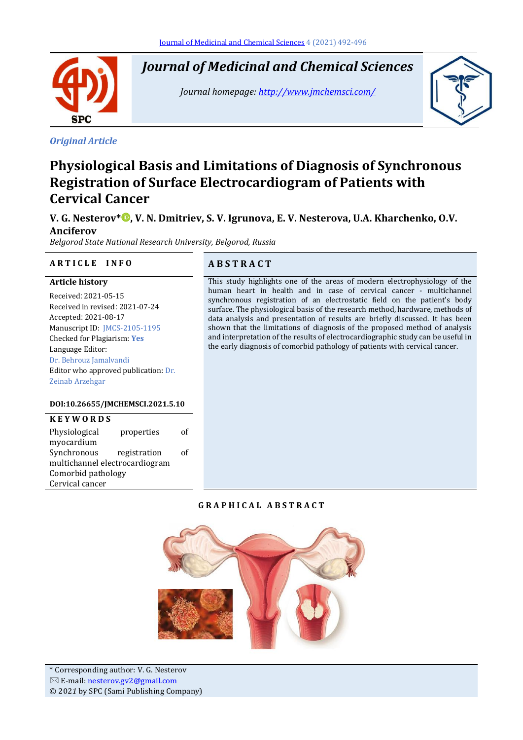# Journal of Medicinal and Chemical Sciences

*Journal homepage: http://www.jmchemsci.com/*

*Original Article*

# Physiological Basis and Limitations of Diagnosis of Synchronous Registration of Surface Electrocardiogram of Patients with Cervical Cancer

**V. G. Nesterov\*, V. N. Dmitriev, S. V. Igrunova, E. V. Nesterova, U.A. Kharchenko, O.V. Anciferov**

*Belgorod State National Research University, Belgorod, Russia*

## ARTICLE INFO

**Article history**

Received: 2021-05-15
Received in revised: 2021-07-24
Accepted: 2021-08-17
Manuscript ID: JMCS-2105-1195
Checked for Plagiarism: **Yes**
Language Editor:
Dr. Behrouz Jamalvandi
Editor who approved publication: Dr. Zeinab Arzehgar

**DOI:10.26655/JMCHEMSCI.2021.5.10**

**KEYWORDS**

Physiological properties of myocardium
Synchronous registration of multichannel electrocardiogram
Comorbid pathology
Cervical cancer

## ABSTRACT

This study highlights one of the areas of modern electrophysiology of the human heart in health and in case of cervical cancer - multichannel synchronous registration of an electrostatic field on the patient's body surface. The physiological basis of the research method, hardware, methods of data analysis and presentation of results are briefly discussed. It has been shown that the limitations of diagnosis of the proposed method of analysis and interpretation of the results of electrocardiographic study can be useful in the early diagnosis of comorbid pathology of patients with cervical cancer.

## GRAPHICAL ABSTRACT

\* Corresponding author: V. G. Nesterov
E-mail: nesterov.gv2@gmail.com
© 2021 by SPC (Sami Publishing Company)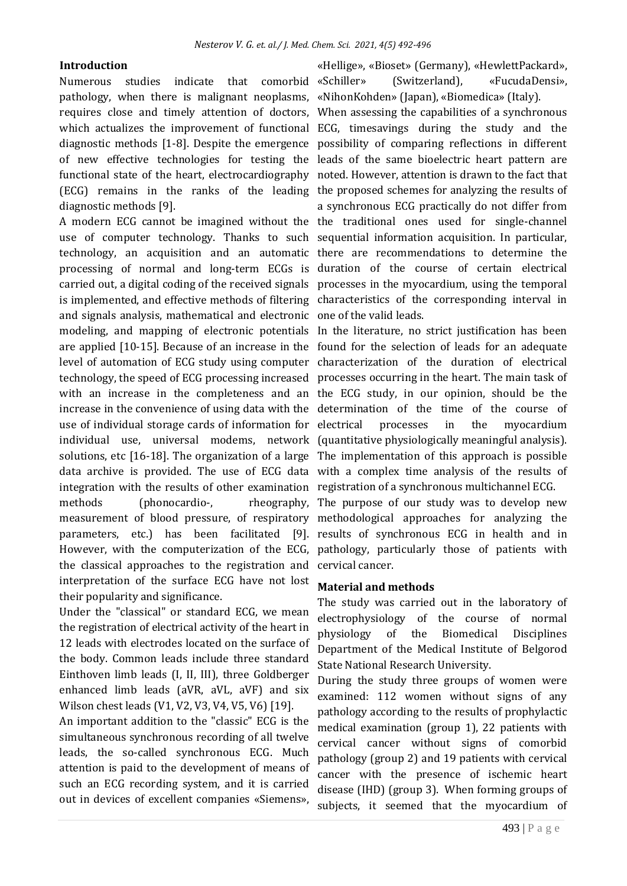## Introduction

Numerous studies indicate that comorbid pathology, when there is malignant neoplasms, requires close and timely attention of doctors, which actualizes the improvement of functional diagnostic methods [1-8]. Despite the emergence of new effective technologies for testing the functional state of the heart, electrocardiography (ECG) remains in the ranks of the leading diagnostic methods [9].

A modern ECG cannot be imagined without the use of computer technology. Thanks to such technology, an acquisition and an automatic processing of normal and long-term ECGs is carried out, a digital coding of the received signals is implemented, and effective methods of filtering and signals analysis, mathematical and electronic modeling, and mapping of electronic potentials are applied [10-15]. Because of an increase in the level of automation of ECG study using computer technology, the speed of ECG processing increased with an increase in the completeness and an increase in the convenience of using data with the use of individual storage cards of information for individual use, universal modems, network solutions, etc [16-18]. The organization of a large data archive is provided. The use of ECG data integration with the results of other examination methods (phonocardio-, rheography, measurement of blood pressure, of respiratory parameters, etc.) has been facilitated [9]. However, with the computerization of the ECG, the classical approaches to the registration and interpretation of the surface ECG have not lost their popularity and significance.

Under the "classical" or standard ECG, we mean the registration of electrical activity of the heart in 12 leads with electrodes located on the surface of the body. Common leads include three standard Einthoven limb leads (I, II, III), three Goldberger enhanced limb leads (aVR, aVL, aVF) and six Wilson chest leads (V1, V2, V3, V4, V5, V6) [19].

An important addition to the "classic" ECG is the simultaneous synchronous recording of all twelve leads, the so-called synchronous ECG. Much attention is paid to the development of means of such an ECG recording system, and it is carried out in devices of excellent companies «Siemens», «Hellige», «Bioset» (Germany), «HewlettPackard», «Schiller» (Switzerland), «FucudaDensi», «NihonKohden» (Japan), «Biomedica» (Italy).

When assessing the capabilities of a synchronous ECG, timesavings during the study and the possibility of comparing reflections in different leads of the same bioelectric heart pattern are noted. However, attention is drawn to the fact that the proposed schemes for analyzing the results of a synchronous ECG practically do not differ from the traditional ones used for single-channel sequential information acquisition. In particular, there are recommendations to determine the duration of the course of certain electrical processes in the myocardium, using the temporal characteristics of the corresponding interval in one of the valid leads.

In the literature, no strict justification has been found for the selection of leads for an adequate characterization of the duration of electrical processes occurring in the heart. The main task of the ECG study, in our opinion, should be the determination of the time of the course of electrical processes in the myocardium (quantitative physiologically meaningful analysis). The implementation of this approach is possible with a complex time analysis of the results of registration of a synchronous multichannel ECG.

The purpose of our study was to develop new methodological approaches for analyzing the results of synchronous ECG in health and in pathology, particularly those of patients with cervical cancer.

## Material and methods

The study was carried out in the laboratory of electrophysiology of the course of normal physiology of the Biomedical Disciplines Department of the Medical Institute of Belgorod State National Research University.

During the study three groups of women were examined: 112 women without signs of any pathology according to the results of prophylactic medical examination (group 1), 22 patients with cervical cancer without signs of comorbid pathology (group 2) and 19 patients with cervical cancer with the presence of ischemic heart disease (IHD) (group 3). When forming groups of subjects, it seemed that the myocardium of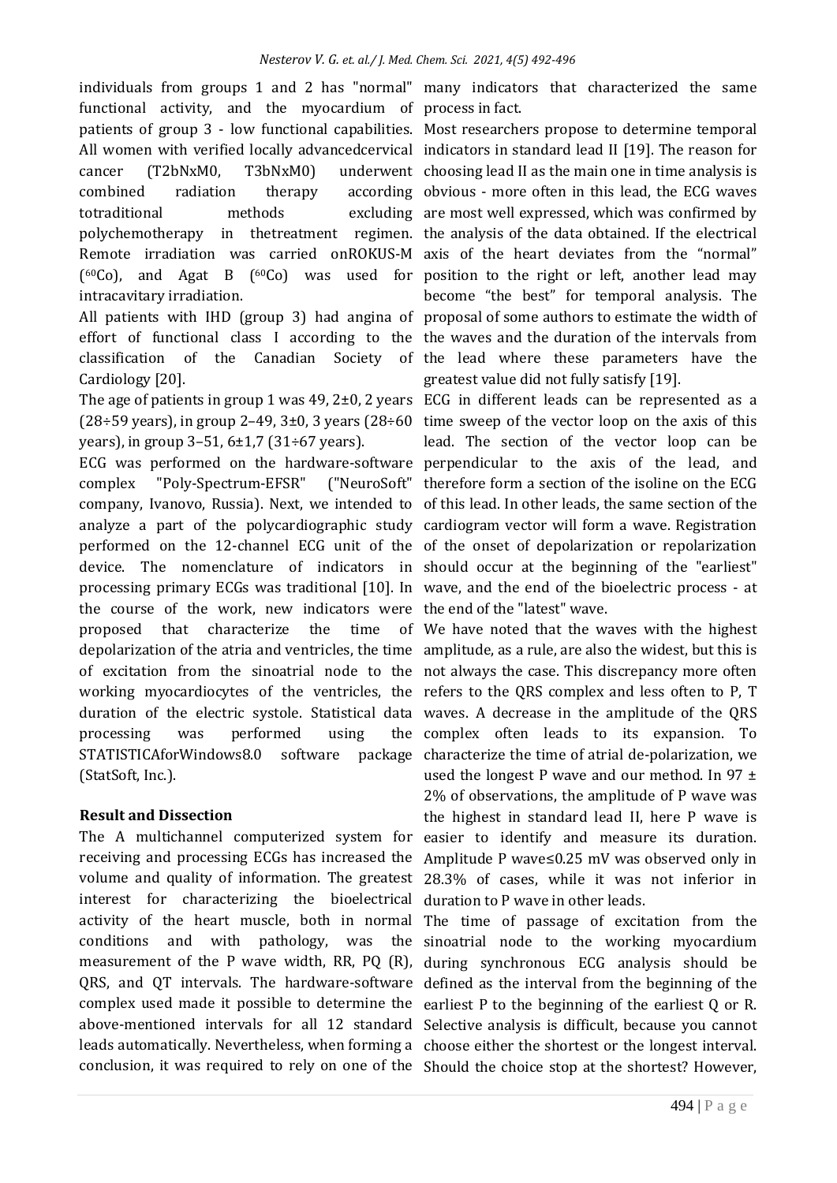individuals from groups 1 and 2 has "normal" functional activity, and the myocardium of patients of group 3 - low functional capabilities. All women with verified locally advancedcervical cancer (T2bNxM0, T3bNxM0) underwent combined radiation therapy according totraditional methods excluding polychemotherapy in thetreatment regimen. Remote irradiation was carried onROKUS-M ($^{60}$Co), and Agat B ($^{60}$Co) was used for intracavitary irradiation.

All patients with IHD (group 3) had angina of effort of functional class I according to the classification of the Canadian Society of Cardiology [20].

The age of patients in group 1 was 49, 2±0, 2 years (28÷59 years), in group 2–49, 3±0, 3 years (28÷60 years), in group 3–51, 6±1,7 (31÷67 years).

ECG was performed on the hardware-software complex "Poly-Spectrum-EFSR" ("NeuroSoft" company, Ivanovo, Russia). Next, we intended to analyze a part of the polycardiographic study performed on the 12-channel ECG unit of the device. The nomenclature of indicators in processing primary ECGs was traditional [10]. In the course of the work, new indicators were proposed that characterize the time of depolarization of the atria and ventricles, the time of excitation from the sinoatrial node to the working myocardiocytes of the ventricles, the duration of the electric systole. Statistical data processing was performed using the STATISTICAforWindows8.0 software package (StatSoft, Inc.).

## Result and Dissection

The A multichannel computerized system for receiving and processing ECGs has increased the volume and quality of information. The greatest interest for characterizing the bioelectrical activity of the heart muscle, both in normal conditions and with pathology, was the measurement of the P wave width, RR, PQ (R), QRS, and QT intervals. The hardware-software complex used made it possible to determine the above-mentioned intervals for all 12 standard leads automatically. Nevertheless, when forming a conclusion, it was required to rely on one of the many indicators that characterized the same process in fact.

Most researchers propose to determine temporal indicators in standard lead II [19]. The reason for choosing lead II as the main one in time analysis is obvious - more often in this lead, the ECG waves are most well expressed, which was confirmed by the analysis of the data obtained. If the electrical axis of the heart deviates from the "normal" position to the right or left, another lead may become "the best" for temporal analysis. The proposal of some authors to estimate the width of the waves and the duration of the intervals from the lead where these parameters have the greatest value did not fully satisfy [19].

ECG in different leads can be represented as a time sweep of the vector loop on the axis of this lead. The section of the vector loop can be perpendicular to the axis of the lead, and therefore form a section of the isoline on the ECG of this lead. In other leads, the same section of the cardiogram vector will form a wave. Registration of the onset of depolarization or repolarization should occur at the beginning of the "earliest" wave, and the end of the bioelectric process - at the end of the "latest" wave.

We have noted that the waves with the highest amplitude, as a rule, are also the widest, but this is not always the case. This discrepancy more often refers to the QRS complex and less often to P, T waves. A decrease in the amplitude of the QRS complex often leads to its expansion. To characterize the time of atrial de-polarization, we used the longest P wave and our method. In 97 ± 2% of observations, the amplitude of P wave was the highest in standard lead II, here P wave is easier to identify and measure its duration. Amplitude P wave≤0.25 mV was observed only in 28.3% of cases, while it was not inferior in duration to P wave in other leads.

The time of passage of excitation from the sinoatrial node to the working myocardium during synchronous ECG analysis should be defined as the interval from the beginning of the earliest P to the beginning of the earliest Q or R. Selective analysis is difficult, because you cannot choose either the shortest or the longest interval. Should the choice stop at the shortest? However,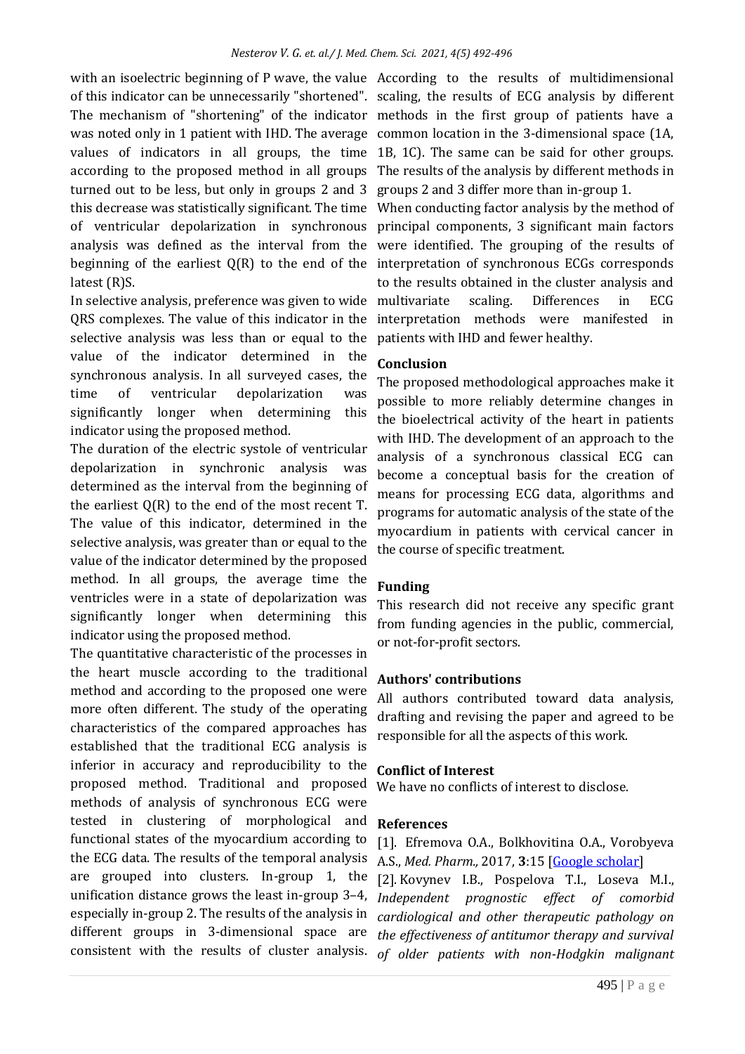with an isoelectric beginning of P wave, the value of this indicator can be unnecessarily "shortened". The mechanism of "shortening" of the indicator was noted only in 1 patient with IHD. The average values of indicators in all groups, the time according to the proposed method in all groups turned out to be less, but only in groups 2 and 3 this decrease was statistically significant. The time of ventricular depolarization in synchronous analysis was defined as the interval from the beginning of the earliest Q(R) to the end of the latest (R)S.

In selective analysis, preference was given to wide QRS complexes. The value of this indicator in the selective analysis was less than or equal to the value of the indicator determined in the synchronous analysis. In all surveyed cases, the time of ventricular depolarization was significantly longer when determining this indicator using the proposed method.

The duration of the electric systole of ventricular depolarization in synchronic analysis was determined as the interval from the beginning of the earliest Q(R) to the end of the most recent T. The value of this indicator, determined in the selective analysis, was greater than or equal to the value of the indicator determined by the proposed method. In all groups, the average time the ventricles were in a state of depolarization was significantly longer when determining this indicator using the proposed method.

The quantitative characteristic of the processes in the heart muscle according to the traditional method and according to the proposed one were more often different. The study of the operating characteristics of the compared approaches has established that the traditional ECG analysis is inferior in accuracy and reproducibility to the proposed method. Traditional and proposed methods of analysis of synchronous ECG were tested in clustering of morphological and functional states of the myocardium according to the ECG data. The results of the temporal analysis are grouped into clusters. In-group 1, the unification distance grows the least in-group 3–4, especially in-group 2. The results of the analysis in different groups in 3-dimensional space are consistent with the results of cluster analysis. According to the results of multidimensional scaling, the results of ECG analysis by different methods in the first group of patients have a common location in the 3-dimensional space (1A, 1B, 1C). The same can be said for other groups. The results of the analysis by different methods in groups 2 and 3 differ more than in-group 1.

When conducting factor analysis by the method of principal components, 3 significant main factors were identified. The grouping of the results of interpretation of synchronous ECGs corresponds to the results obtained in the cluster analysis and multivariate scaling. Differences in ECG interpretation methods were manifested in patients with IHD and fewer healthy.

## Conclusion

The proposed methodological approaches make it possible to more reliably determine changes in the bioelectrical activity of the heart in patients with IHD. The development of an approach to the analysis of a synchronous classical ECG can become a conceptual basis for the creation of means for processing ECG data, algorithms and programs for automatic analysis of the state of the myocardium in patients with cervical cancer in the course of specific treatment.

## Funding

This research did not receive any specific grant from funding agencies in the public, commercial, or not-for-profit sectors.

## Authors' contributions

All authors contributed toward data analysis, drafting and revising the paper and agreed to be responsible for all the aspects of this work.

## Conflict of Interest

We have no conflicts of interest to disclose.

## References

[1]. Efremova O.A., Bolkhovitina O.A., Vorobyeva A.S., *Med. Pharm.,* 2017, **3**:15 [Google scholar]

[2]. Kovynev I.B., Pospelova T.I., Loseva M.I., *Independent prognostic effect of comorbid cardiological and other therapeutic pathology on the effectiveness of antitumor therapy and survival of older patients with non-Hodgkin malignant*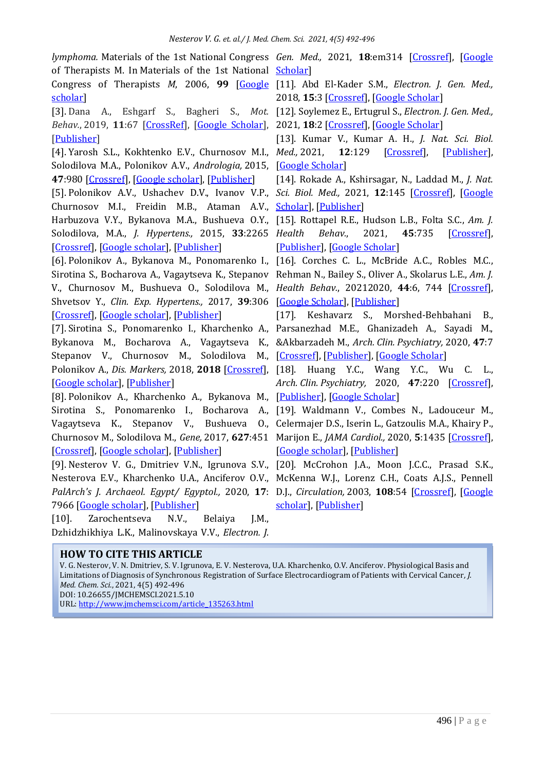*lymphoma.* Materials of the 1st National Congress of Therapists M. In Materials of the 1st National Congress of Therapists *M*, 2006, **99** [Google scholar]

[3]. Dana A., Eshgarf S., Bagheri S., *Mot. Behav.*, 2019, **11**:67 [CrossRef], [Google Scholar], [Publisher]

[4]. Yarosh S.L., Kokhtenko E.V., Churnosov M.I., Solodilova M.A., Polonikov A.V., *Andrologia,* 2015, **47**:980 [Crossref], [Google scholar], [Publisher]

[5]. Polonikov A.V., Ushachev D.V., Ivanov V.P., Churnosov M.I., Freidin M.B., Ataman A.V., Harbuzova V.Y., Bykanova M.A., Bushueva O.Y., Solodilova, M.A., *J. Hypertens.,* 2015, **33**:2265 [Crossref], [Google scholar], [Publisher]

[6]. Polonikov A., Bykanova M., Ponomarenko I., Sirotina S., Bocharova A., Vagaytseva K., Stepanov V., Churnosov M., Bushueva O., Solodilova M., Shvetsov Y., *Clin. Exp. Hypertens.,* 2017, **39**:306 [Crossref], [Google scholar], [Publisher]

[7]. Sirotina S., Ponomarenko I., Kharchenko A., Bykanova M., Bocharova A., Vagaytseva K., Stepanov V., Churnosov M., Solodilova M., Polonikov A., *Dis. Markers,* 2018, **2018** [Crossref], [Google scholar], [Publisher]

[8]. Polonikov A., Kharchenko A., Bykanova M., Sirotina S., Ponomarenko I., Bocharova A., Vagaytseva K., Stepanov V., Bushueva O., Churnosov M., Solodilova M., *Gene,* 2017, **627**:451 [Crossref], [Google scholar], [Publisher]

[9]. Nesterov V. G., Dmitriev V.N., Igrunova S.V., Nesterova E.V., Kharchenko U.A., Anciferov O.V., *PalArch's J. Archaeol. Egypt/ Egyptol.,* 2020, **17**: 7966 [Google scholar], [Publisher]

[10]. Zarochentseva N.V., Belaiya J.M., Dzhidzhikhiya L.K., Malinovskaya V.V., *Electron. J. Gen. Med.,* 2021, **18**:em314 [Crossref], [Google Scholar]

[11]. Abd El-Kader S.M., *Electron. J. Gen. Med.,* 2018, **15**:3 [Crossref], [Google Scholar]

[12]. Soylemez E., Ertugrul S., *Electron. J. Gen. Med.,* 2021, **18**:2 [Crossref], [Google Scholar]

[13]. Kumar V., Kumar A. H., *J. Nat. Sci. Biol. Med.,* 2021, **12**:129 [Crossref], [Publisher], [Google Scholar]

[14]. Rokade A., Kshirsagar, N., Laddad M., *J. Nat. Sci. Biol. Med.,* 2021, **12**:145 [Crossref], [Google Scholar], [Publisher]

[15]. Rottapel R.E., Hudson L.B., Folta S.C., *Am. J. Health Behav.,* 2021, **45**:735 [Crossref], [Publisher], [Google Scholar]

[16]. Corches C. L., McBride A.C., Robles M.C., Rehman N., Bailey S., Oliver A., Skolarus L.E., *Am. J. Health Behav.,* 20212020, **44**:6, 744 [Crossref], [Google Scholar], [Publisher]

[17]. Keshavarz S., Morshed-Behbahani B., Parsanezhad M.E., Ghanizadeh A., Sayadi M., &Akbarzadeh M., *Arch. Clin. Psychiatry,* 2020, **47**:7 [Crossref], [Publisher], [Google Scholar]

[18]. Huang Y.C., Wang Y.C., Wu C. L., *Arch. Clin. Psychiatry,* 2020, **47**:220 [Crossref], [Publisher], [Google Scholar]

[19]. Waldmann V., Combes N., Ladouceur M., Celermajer D.S., Iserin L., Gatzoulis M.A., Khairy P., Marijon E., *JAMA Cardiol.,* 2020, **5**:1435 [Crossref], [Google scholar], [Publisher]

[20]. McCrohon J.A., Moon J.C.C., Prasad S.K., McKenna W.J., Lorenz C.H., Coats A.J.S., Pennell D.J., *Circulation,* 2003, **108**:54 [Crossref], [Google scholar], [Publisher]

**HOW TO CITE THIS ARTICLE**

V. G. Nesterov, V. N. Dmitriev, S. V. Igrunova, E. V. Nesterova, U.A. Kharchenko, O.V. Anciferov. Physiological Basis and Limitations of Diagnosis of Synchronous Registration of Surface Electrocardiogram of Patients with Cervical Cancer, *J. Med. Chem. Sci.*, 2021, 4(5) 492-496
DOI: 10.26655/JMCHEMSCI.2021.5.10
URL: http://www.jmchemsci.com/article_135263.html